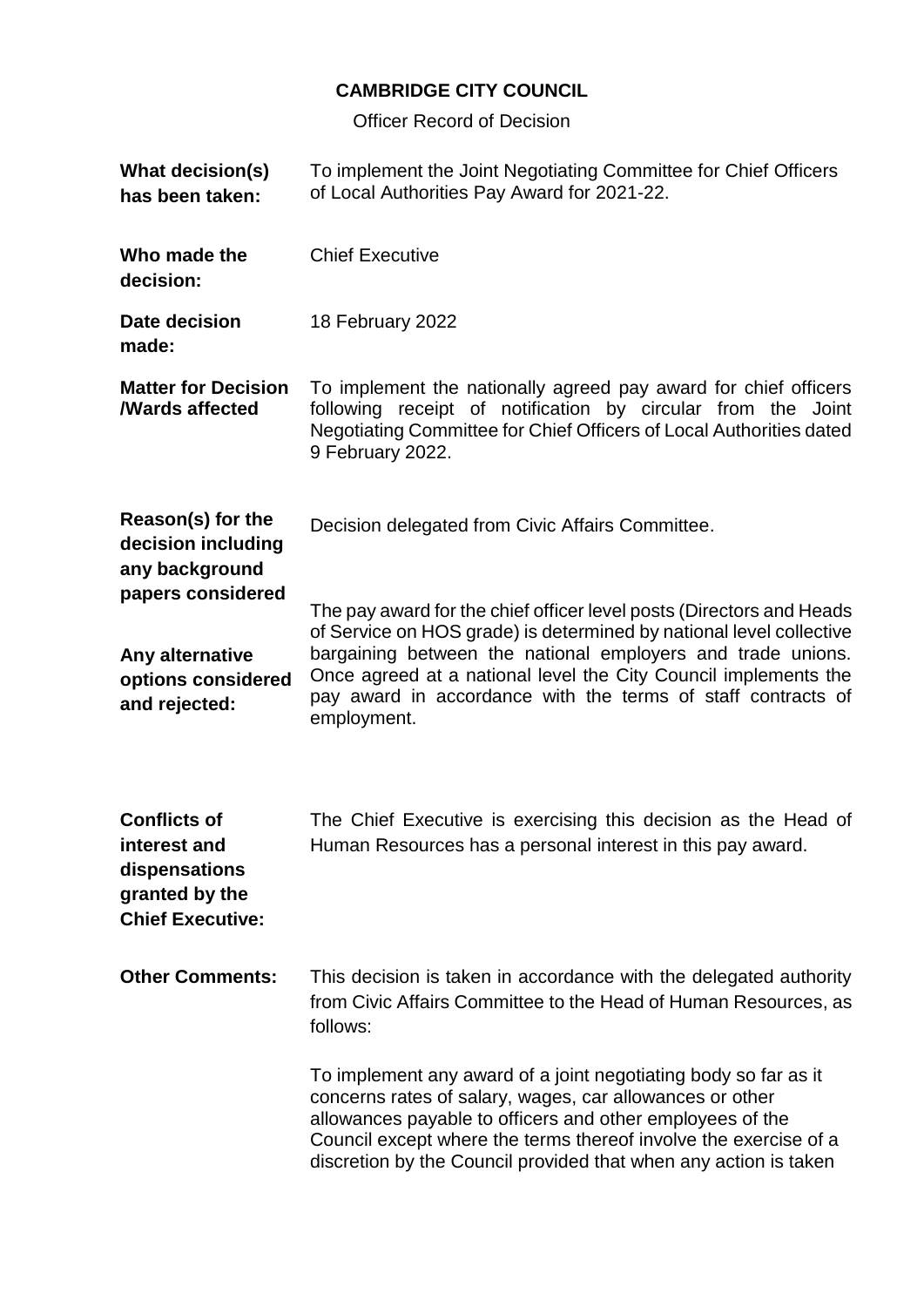# CAMBRIDGE CITY COUNCIL

Officer Record of Decision

| | |
|---|---|
| **What decision(s) has been taken:** | To implement the Joint Negotiating Committee for Chief Officers of Local Authorities Pay Award for 2021-22. |
| **Who made the decision:** | Chief Executive |
| **Date decision made:** | 18 February 2022 |
| **Matter for Decision /Wards affected** | To implement the nationally agreed pay award for chief officers following receipt of notification by circular from the Joint Negotiating Committee for Chief Officers of Local Authorities dated 9 February 2022. |
| **Reason(s) for the decision including any background papers considered**<br><br>**Any alternative options considered and rejected:** | Decision delegated from Civic Affairs Committee.<br><br>The pay award for the chief officer level posts (Directors and Heads of Service on HOS grade) is determined by national level collective bargaining between the national employers and trade unions. Once agreed at a national level the City Council implements the pay award in accordance with the terms of staff contracts of employment. |
| **Conflicts of interest and dispensations granted by the Chief Executive:** | The Chief Executive is exercising this decision as the Head of Human Resources has a personal interest in this pay award. |
| **Other Comments:** | This decision is taken in accordance with the delegated authority from Civic Affairs Committee to the Head of Human Resources, as follows:<br><br>To implement any award of a joint negotiating body so far as it concerns rates of salary, wages, car allowances or other allowances payable to officers and other employees of the Council except where the terms thereof involve the exercise of a discretion by the Council provided that when any action is taken |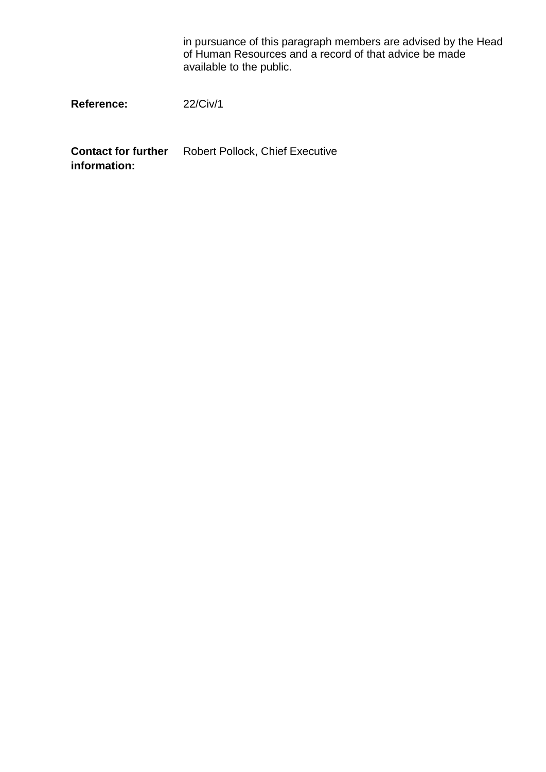in pursuance of this paragraph members are advised by the Head of Human Resources and a record of that advice be made available to the public.

**Reference:** 22/Civ/1

**Contact for further information:** Robert Pollock, Chief Executive